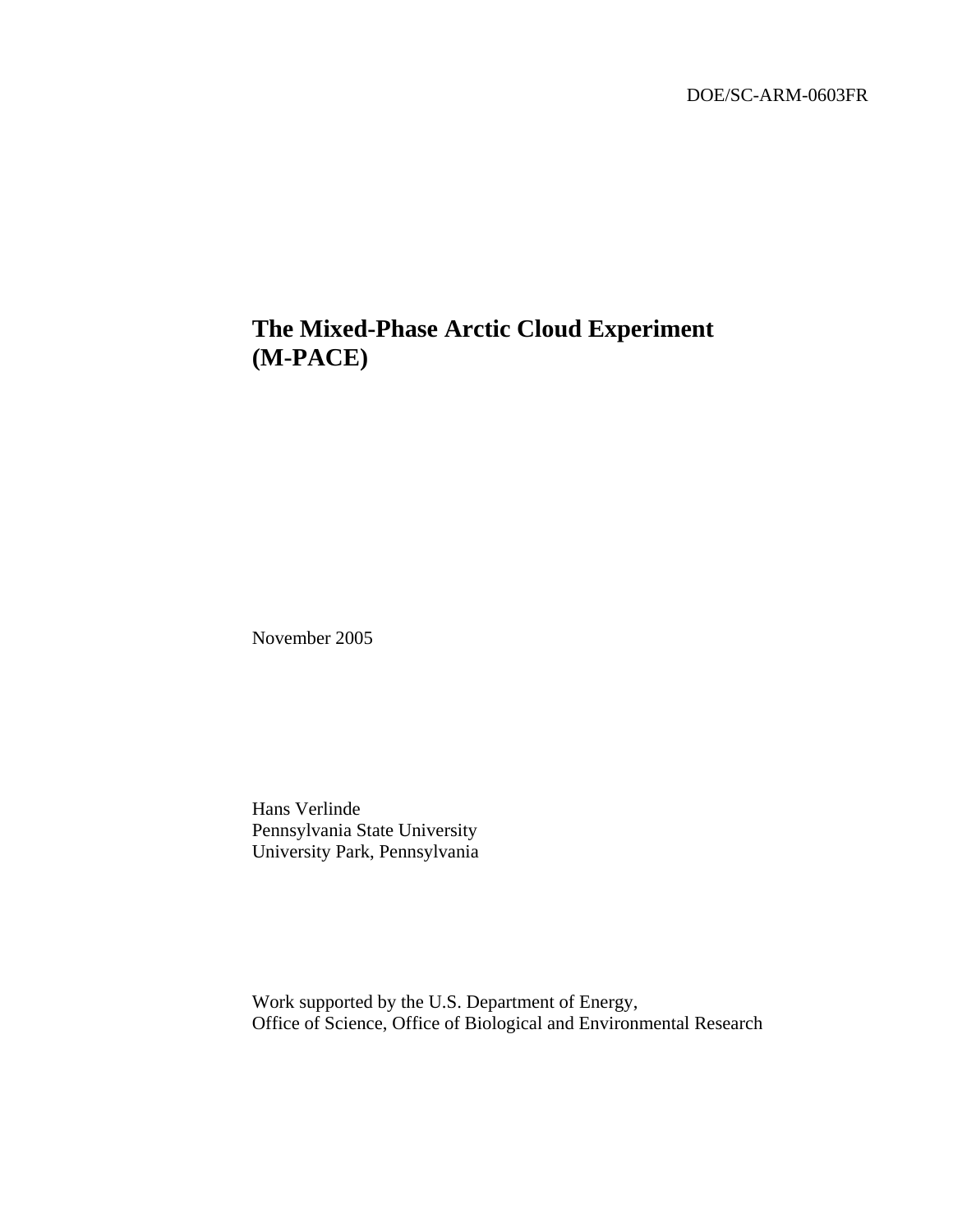DOE/SC-ARM-0603FR

# The Mixed-Phase Arctic Cloud Experiment (M-PACE)

November 2005

Hans Verlinde
Pennsylvania State University
University Park, Pennsylvania

Work supported by the U.S. Department of Energy,
Office of Science, Office of Biological and Environmental Research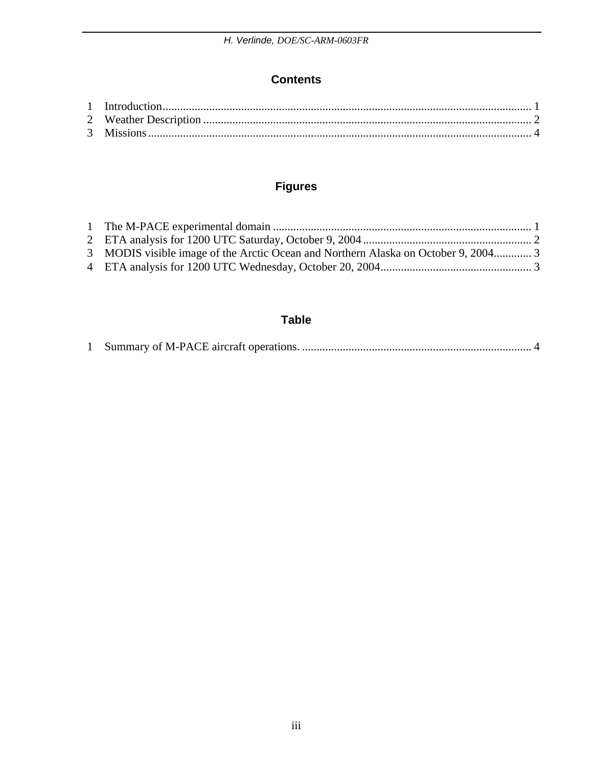# Contents

1 Introduction ........................................................................................................................ 1
2 Weather Description ........................................................................................................ 2
3 Missions ............................................................................................................................ 4

# Figures

1 The M-PACE experimental domain ................................................................................... 1
2 ETA analysis for 1200 UTC Saturday, October 9, 2004 ................................................... 2
3 MODIS visible image of the Arctic Ocean and Northern Alaska on October 9, 2004 ............. 3
4 ETA analysis for 1200 UTC Wednesday, October 20, 2004 ............................................... 3

# Table

1 Summary of M-PACE aircraft operations. ......................................................................... 4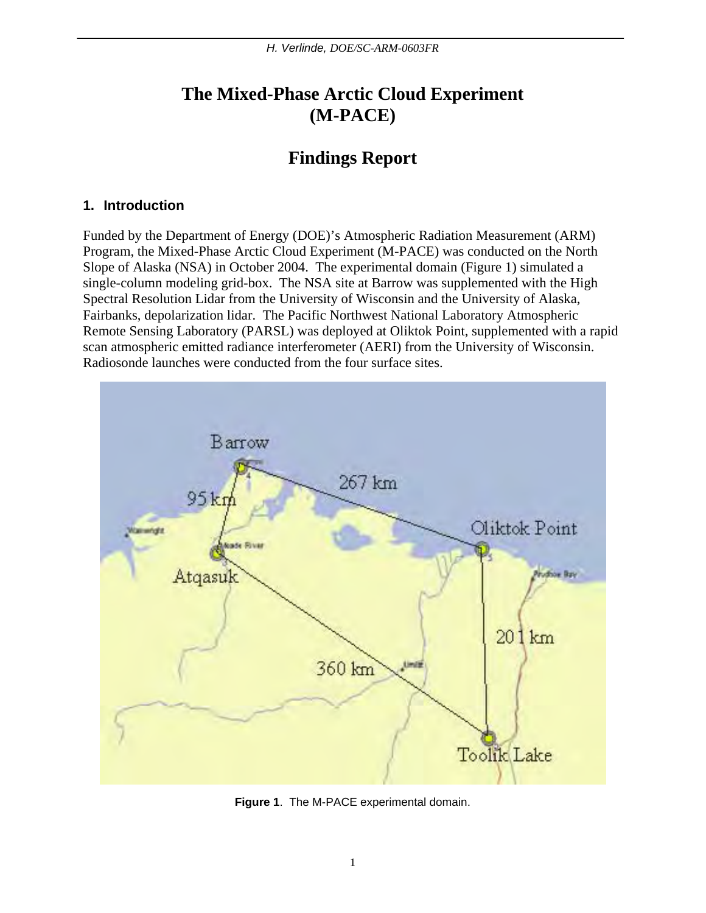# The Mixed-Phase Arctic Cloud Experiment (M-PACE)

# Findings Report

## 1. Introduction

Funded by the Department of Energy (DOE)'s Atmospheric Radiation Measurement (ARM) Program, the Mixed-Phase Arctic Cloud Experiment (M-PACE) was conducted on the North Slope of Alaska (NSA) in October 2004. The experimental domain (Figure 1) simulated a single-column modeling grid-box. The NSA site at Barrow was supplemented with the High Spectral Resolution Lidar from the University of Wisconsin and the University of Alaska, Fairbanks, depolarization lidar. The Pacific Northwest National Laboratory Atmospheric Remote Sensing Laboratory (PARSL) was deployed at Oliktok Point, supplemented with a rapid scan atmospheric emitted radiance interferometer (AERI) from the University of Wisconsin. Radiosonde launches were conducted from the four surface sites.

**Figure 1**. The M-PACE experimental domain.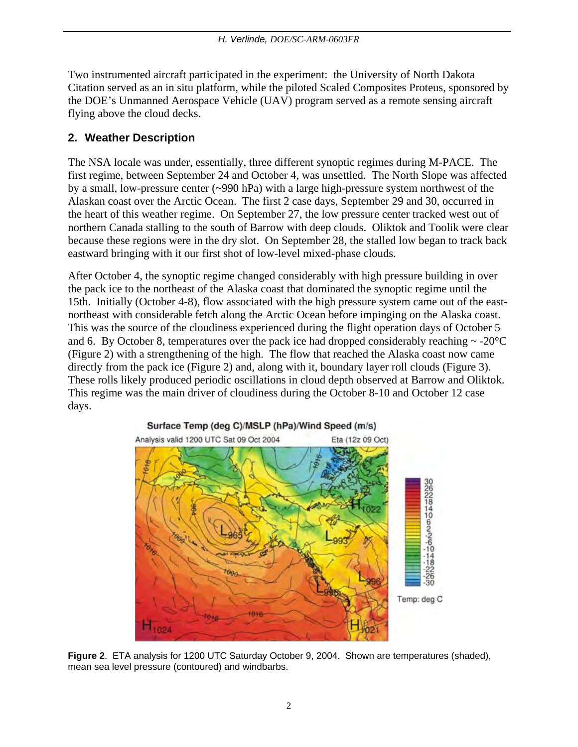Two instrumented aircraft participated in the experiment: the University of North Dakota Citation served as an in situ platform, while the piloted Scaled Composites Proteus, sponsored by the DOE's Unmanned Aerospace Vehicle (UAV) program served as a remote sensing aircraft flying above the cloud decks.

## 2. Weather Description

The NSA locale was under, essentially, three different synoptic regimes during M-PACE. The first regime, between September 24 and October 4, was unsettled. The North Slope was affected by a small, low-pressure center (~990 hPa) with a large high-pressure system northwest of the Alaskan coast over the Arctic Ocean. The first 2 case days, September 29 and 30, occurred in the heart of this weather regime. On September 27, the low pressure center tracked west out of northern Canada stalling to the south of Barrow with deep clouds. Oliktok and Toolik were clear because these regions were in the dry slot. On September 28, the stalled low began to track back eastward bringing with it our first shot of low-level mixed-phase clouds.

After October 4, the synoptic regime changed considerably with high pressure building in over the pack ice to the northeast of the Alaska coast that dominated the synoptic regime until the 15th. Initially (October 4-8), flow associated with the high pressure system came out of the east-northeast with considerable fetch along the Arctic Ocean before impinging on the Alaska coast. This was the source of the cloudiness experienced during the flight operation days of October 5 and 6. By October 8, temperatures over the pack ice had dropped considerably reaching ~ -20°C (Figure 2) with a strengthening of the high. The flow that reached the Alaska coast now came directly from the pack ice (Figure 2) and, along with it, boundary layer roll clouds (Figure 3). These rolls likely produced periodic oscillations in cloud depth observed at Barrow and Oliktok. This regime was the main driver of cloudiness during the October 8-10 and October 12 case days.

**Figure 2**. ETA analysis for 1200 UTC Saturday October 9, 2004. Shown are temperatures (shaded), mean sea level pressure (contoured) and windbarbs.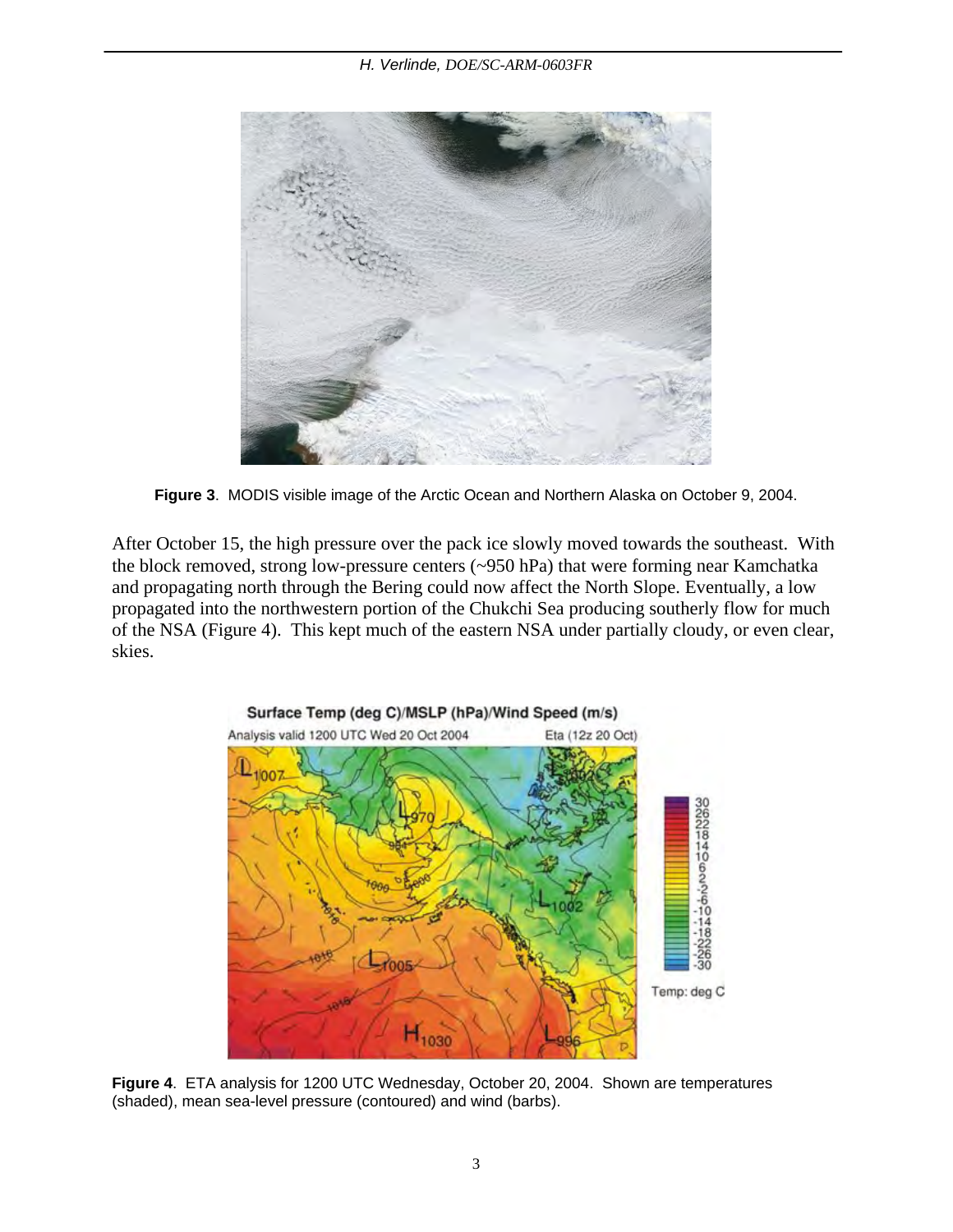**Figure 3**. MODIS visible image of the Arctic Ocean and Northern Alaska on October 9, 2004.

After October 15, the high pressure over the pack ice slowly moved towards the southeast. With the block removed, strong low-pressure centers (~950 hPa) that were forming near Kamchatka and propagating north through the Bering could now affect the North Slope. Eventually, a low propagated into the northwestern portion of the Chukchi Sea producing southerly flow for much of the NSA (Figure 4). This kept much of the eastern NSA under partially cloudy, or even clear, skies.

**Figure 4**. ETA analysis for 1200 UTC Wednesday, October 20, 2004. Shown are temperatures (shaded), mean sea-level pressure (contoured) and wind (barbs).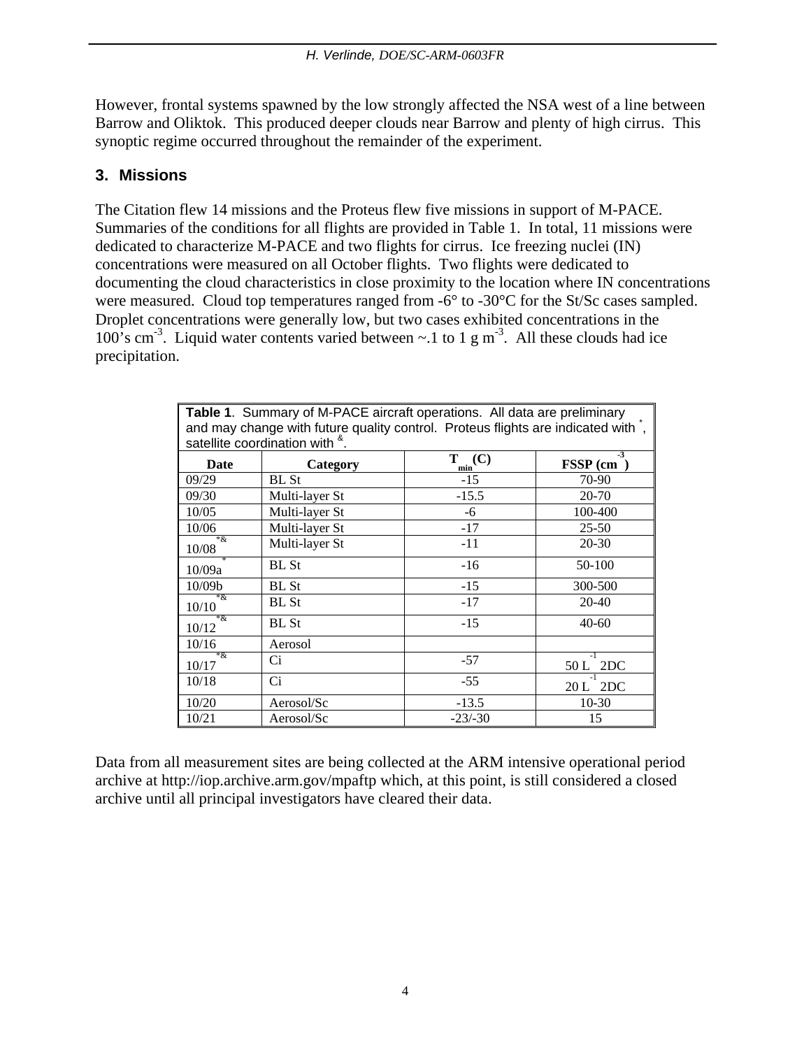However, frontal systems spawned by the low strongly affected the NSA west of a line between Barrow and Oliktok. This produced deeper clouds near Barrow and plenty of high cirrus. This synoptic regime occurred throughout the remainder of the experiment.

## 3. Missions

The Citation flew 14 missions and the Proteus flew five missions in support of M-PACE. Summaries of the conditions for all flights are provided in Table 1. In total, 11 missions were dedicated to characterize M-PACE and two flights for cirrus. Ice freezing nuclei (IN) concentrations were measured on all October flights. Two flights were dedicated to documenting the cloud characteristics in close proximity to the location where IN concentrations were measured. Cloud top temperatures ranged from -6° to -30°C for the St/Sc cases sampled. Droplet concentrations were generally low, but two cases exhibited concentrations in the 100's $cm^{-3}$. Liquid water contents varied between ~.1 to 1 g $m^{-3}$. All these clouds had ice precipitation.

**Table 1**. Summary of M-PACE aircraft operations. All data are preliminary and may change with future quality control. Proteus flights are indicated with *, satellite coordination with &.

| Date | Category | $T_{min}$ (C) | FSSP ($cm^{-3}$) |
|---|---|---|---|
| 09/29 | BL St | -15 | 70-90 |
| 09/30 | Multi-layer St | -15.5 | 20-70 |
| 10/05 | Multi-layer St | -6 | 100-400 |
| 10/06 | Multi-layer St | -17 | 25-50 |
| 10/08*& | Multi-layer St | -11 | 20-30 |
| 10/09a* | BL St | -16 | 50-100 |
| 10/09b | BL St | -15 | 300-500 |
| 10/10*& | BL St | -17 | 20-40 |
| 10/12*& | BL St | -15 | 40-60 |
| 10/16 | Aerosol | | |
| 10/17*& | Ci | -57 | 50 $L^{-1}$ 2DC |
| 10/18 | Ci | -55 | 20 $L^{-1}$ 2DC |
| 10/20 | Aerosol/Sc | -13.5 | 10-30 |
| 10/21 | Aerosol/Sc | -23/-30 | 15 |

Data from all measurement sites are being collected at the ARM intensive operational period archive at http://iop.archive.arm.gov/mpaftp which, at this point, is still considered a closed archive until all principal investigators have cleared their data.